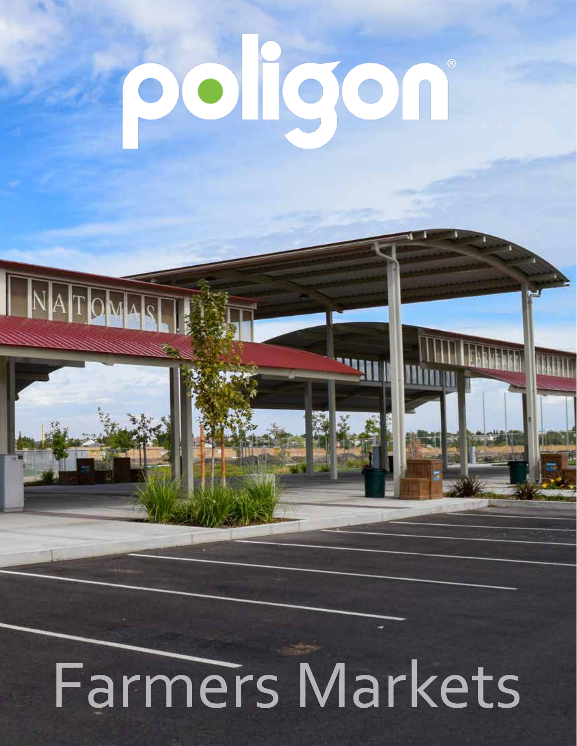# poligon®

# Farmers Markets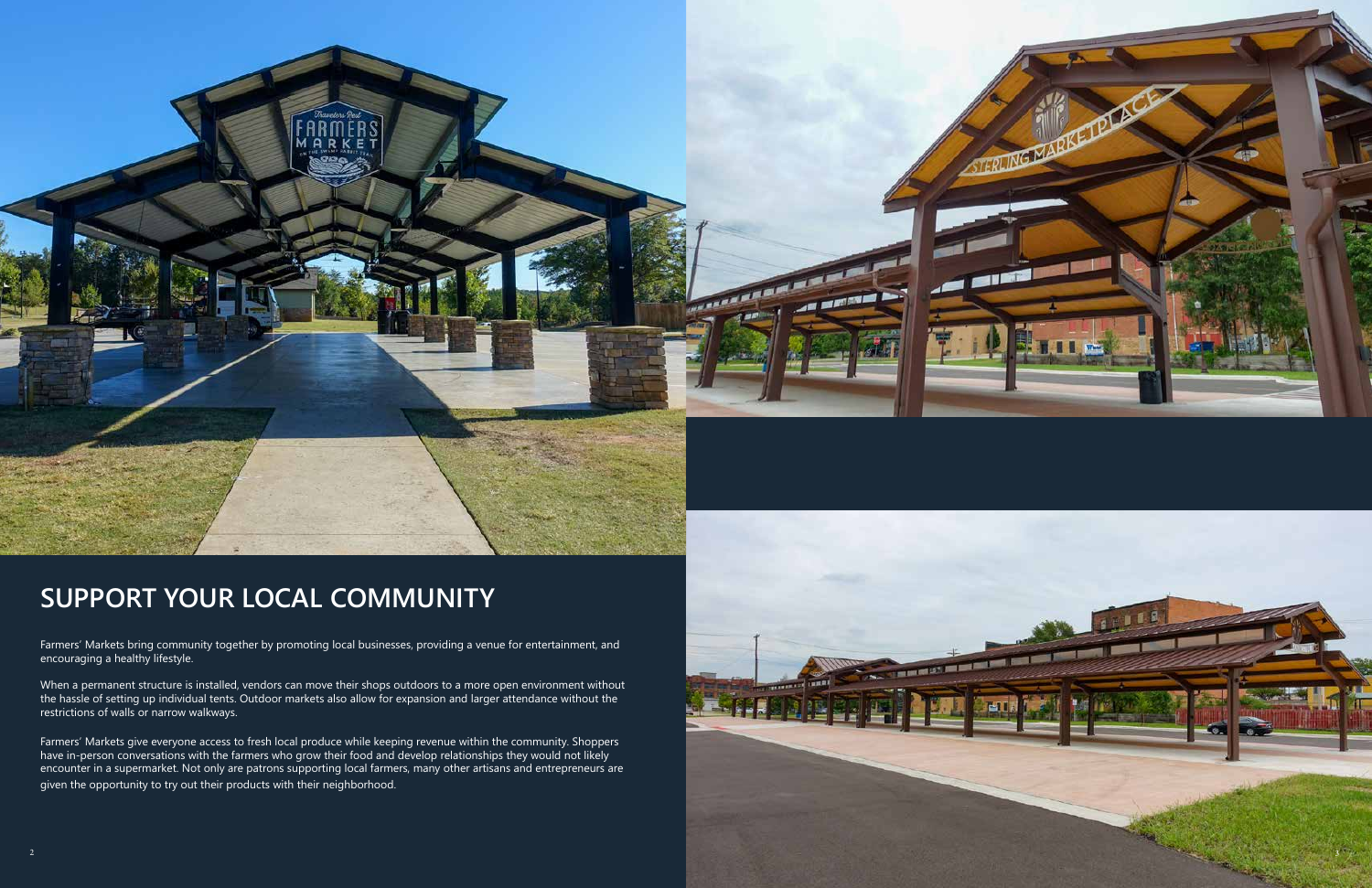## SUPPORT YOUR LOCAL COMMUNITY

Farmers' Markets bring community together by promoting local businesses, providing a venue for entertainment, and encouraging a healthy lifestyle.

When a permanent structure is installed, vendors can move their shops outdoors to a more open environment without the hassle of setting up individual tents. Outdoor markets also allow for expansion and larger attendance without the restrictions of walls or narrow walkways.

Farmers' Markets give everyone access to fresh local produce while keeping revenue within the community. Shoppers have in-person conversations with the farmers who grow their food and develop relationships they would not likely encounter in a supermarket. Not only are patrons supporting local farmers, many other artisans and entrepreneurs are given the opportunity to try out their products with their neighborhood.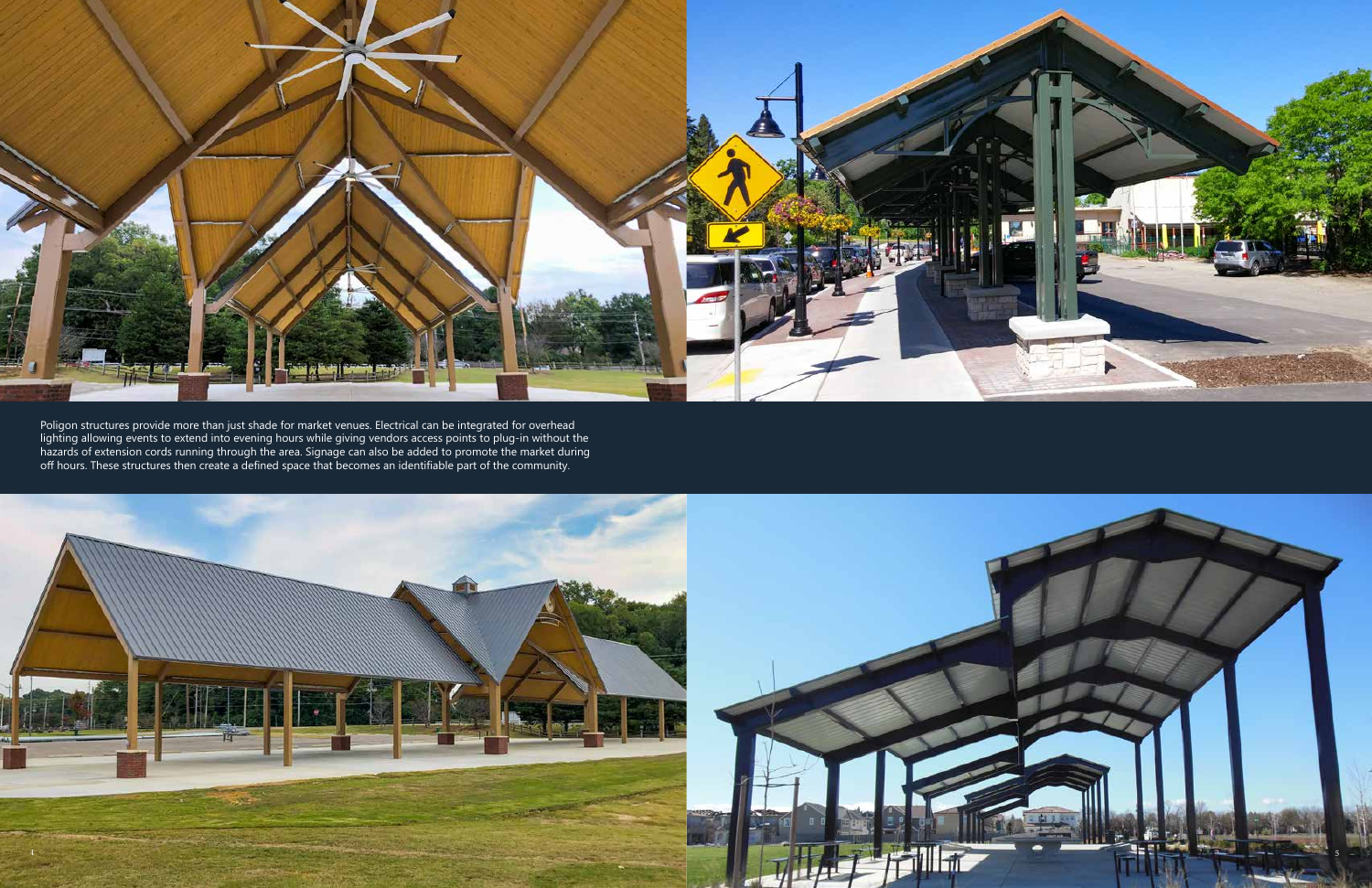Poligon structures provide more than just shade for market venues. Electrical can be integrated for overhead lighting allowing events to extend into evening hours while giving vendors access points to plug-in without the hazards of extension cords running through the area. Signage can also be added to promote the market during off hours. These structures then create a defined space that becomes an identifiable part of the community.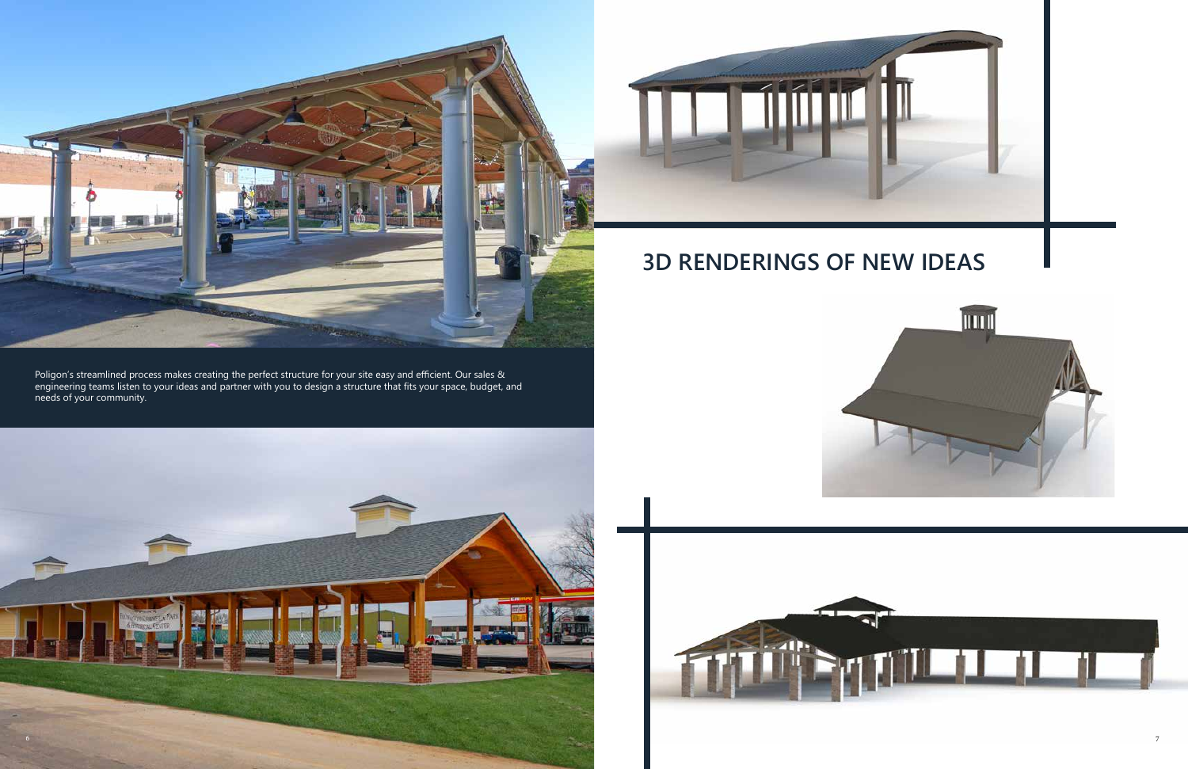Poligon's streamlined process makes creating the perfect structure for your site easy and efficient. Our sales & engineering teams listen to your ideas and partner with you to design a structure that fits your space, budget, and needs of your community.

## 3D RENDERINGS OF NEW IDEAS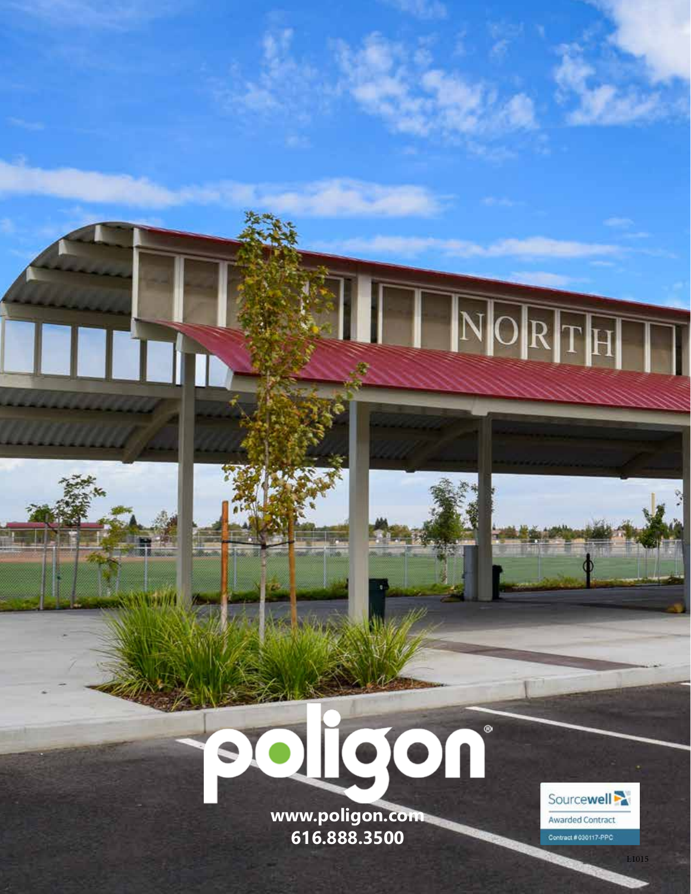poligon®

www.poligon.com
616.888.3500

Sourcewell Awarded Contract
Contract #030117-PPC

L1015